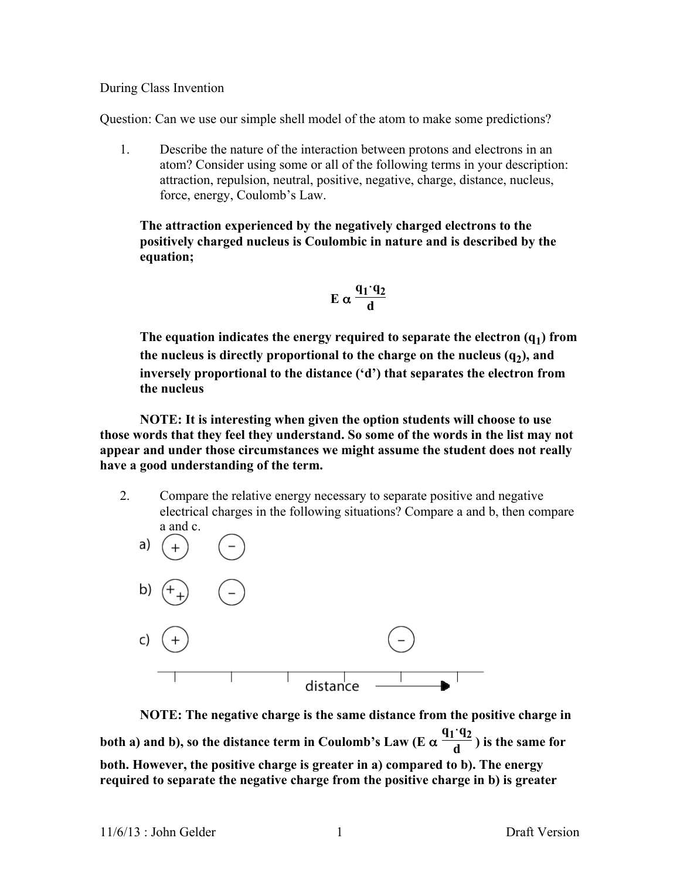During Class Invention

Question: Can we use our simple shell model of the atom to make some predictions?

1. Describe the nature of the interaction between protons and electrons in an atom? Consider using some or all of the following terms in your description: attraction, repulsion, neutral, positive, negative, charge, distance, nucleus, force, energy, Coulomb's Law.

   **The attraction experienced by the negatively charged electrons to the positively charged nucleus is Coulombic in nature and is described by the equation;**

$$E \propto \frac{q_1 \cdot q_2}{d}$$

   **The equation indicates the energy required to separate the electron ($q_1$) from the nucleus is directly proportional to the charge on the nucleus ($q_2$), and inversely proportional to the distance ('d') that separates the electron from the nucleus**

**NOTE: It is interesting when given the option students will choose to use those words that they feel they understand. So some of the words in the list may not appear and under those circumstances we might assume the student does not really have a good understanding of the term.**

2. Compare the relative energy necessary to separate positive and negative electrical charges in the following situations? Compare a and b, then compare a and c.

   a) (+) (−)

   b) (++) (−)

   c) (+) (−)

   distance →

**NOTE: The negative charge is the same distance from the positive charge in both a) and b), so the distance term in Coulomb's Law ($E \propto \frac{q_1 \cdot q_2}{d}$) is the same for both. However, the positive charge is greater in a) compared to b). The energy required to separate the negative charge from the positive charge in b) is greater**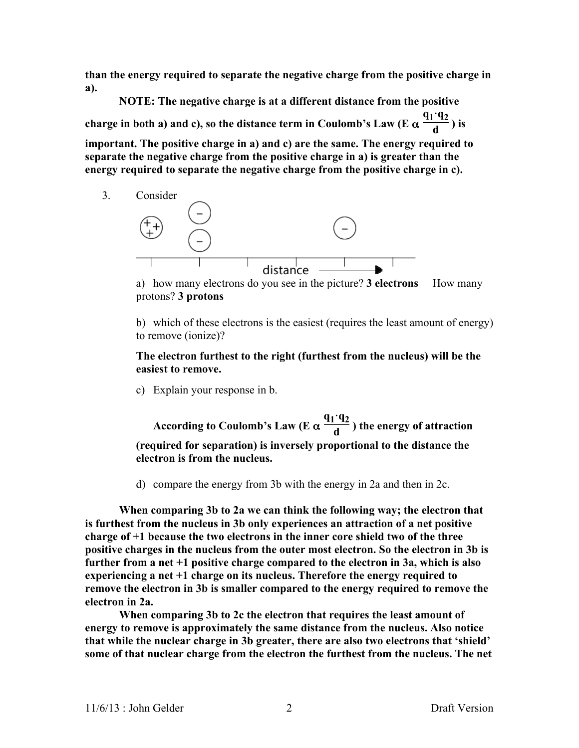**than the energy required to separate the negative charge from the positive charge in a).**

**NOTE: The negative charge is at a different distance from the positive charge in both a) and c), so the distance term in Coulomb's Law (E $\alpha$ $\frac{q_1 \cdot q_2}{d}$) is important. The positive charge in a) and c) are the same. The energy required to separate the negative charge from the positive charge in a) is greater than the energy required to separate the negative charge from the positive charge in c).**

3. Consider

   a) how many electrons do you see in the picture? **3 electrons** How many protons? **3 protons**

   b) which of these electrons is the easiest (requires the least amount of energy) to remove (ionize)?

   **The electron furthest to the right (furthest from the nucleus) will be the easiest to remove.**

   c) Explain your response in b.

   **According to Coulomb's Law (E $\alpha$ $\frac{q_1 \cdot q_2}{d}$) the energy of attraction (required for separation) is inversely proportional to the distance the electron is from the nucleus.**

   d) compare the energy from 3b with the energy in 2a and then in 2c.

**When comparing 3b to 2a we can think the following way; the electron that is furthest from the nucleus in 3b only experiences an attraction of a net positive charge of +1 because the two electrons in the inner core shield two of the three positive charges in the nucleus from the outer most electron. So the electron in 3b is further from a net +1 positive charge compared to the electron in 3a, which is also experiencing a net +1 charge on its nucleus. Therefore the energy required to remove the electron in 3b is smaller compared to the energy required to remove the electron in 2a.**

**When comparing 3b to 2c the electron that requires the least amount of energy to remove is approximately the same distance from the nucleus. Also notice that while the nuclear charge in 3b greater, there are also two electrons that 'shield' some of that nuclear charge from the electron the furthest from the nucleus. The net**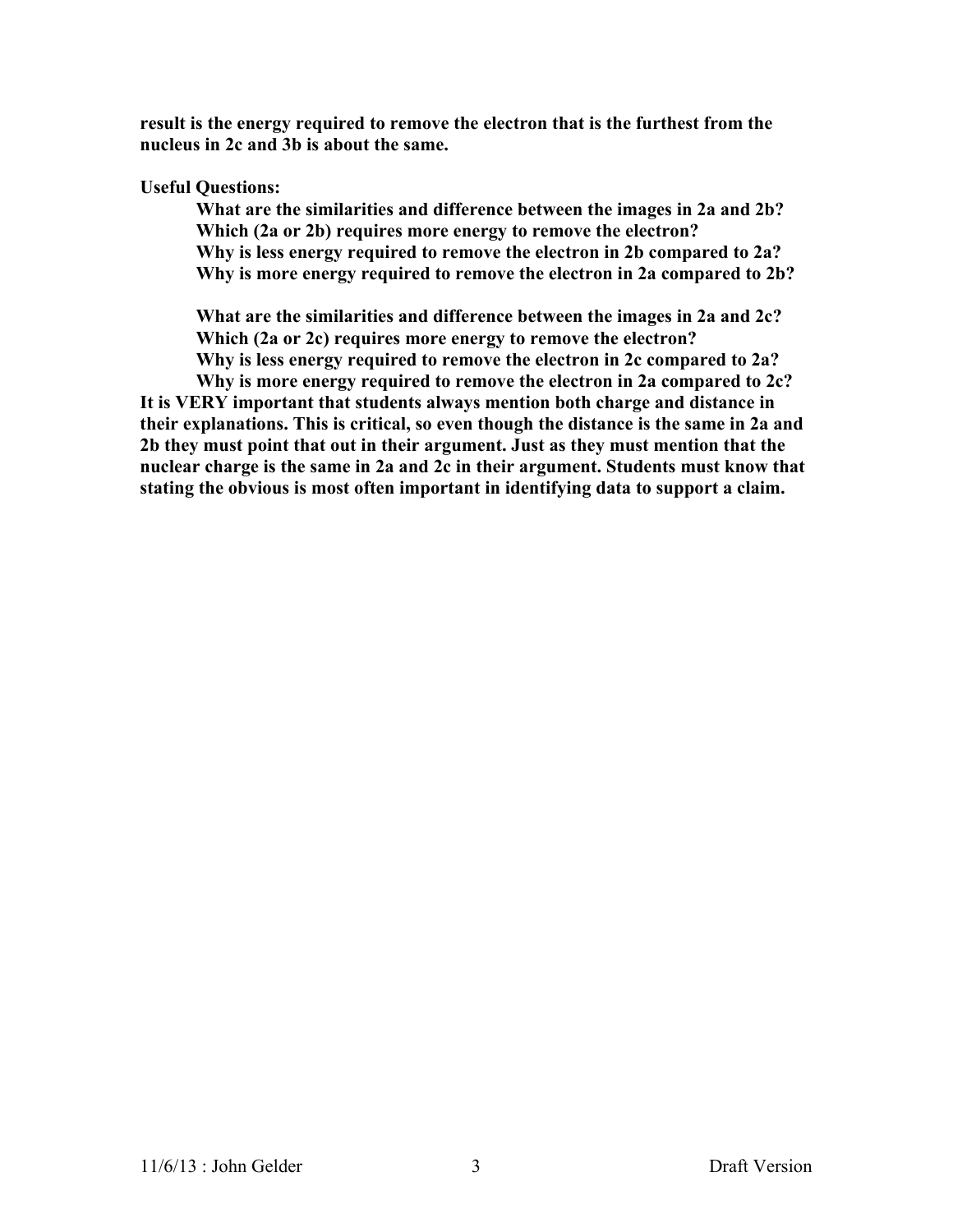**result is the energy required to remove the electron that is the furthest from the nucleus in 2c and 3b is about the same.**

**Useful Questions:**

> **What are the similarities and difference between the images in 2a and 2b?**
> **Which (2a or 2b) requires more energy to remove the electron?**
> **Why is less energy required to remove the electron in 2b compared to 2a?**
> **Why is more energy required to remove the electron in 2a compared to 2b?**
>
> **What are the similarities and difference between the images in 2a and 2c?**
> **Which (2a or 2c) requires more energy to remove the electron?**
> **Why is less energy required to remove the electron in 2c compared to 2a?**
> **Why is more energy required to remove the electron in 2a compared to 2c?**

**It is VERY important that students always mention both charge and distance in their explanations. This is critical, so even though the distance is the same in 2a and 2b they must point that out in their argument. Just as they must mention that the nuclear charge is the same in 2a and 2c in their argument. Students must know that stating the obvious is most often important in identifying data to support a claim.**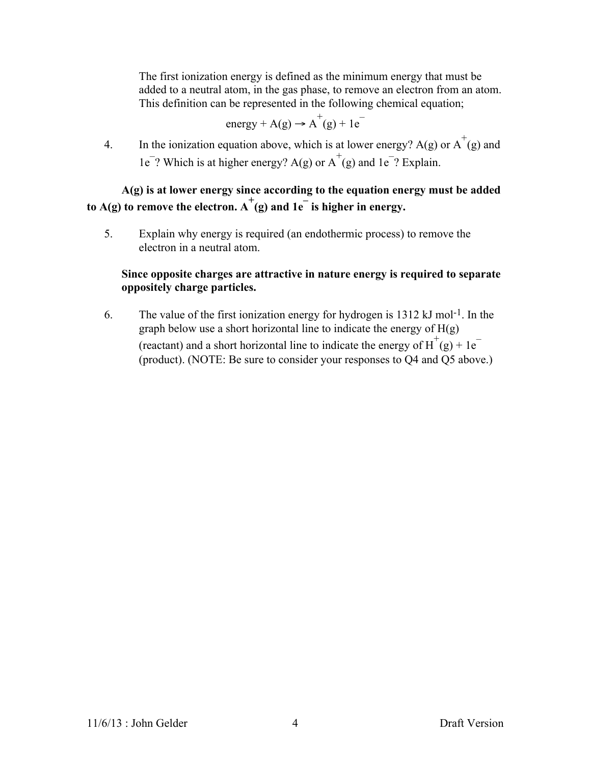The first ionization energy is defined as the minimum energy that must be added to a neutral atom, in the gas phase, to remove an electron from an atom. This definition can be represented in the following chemical equation;

$$\text{energy} + A(g) \rightarrow A^{+}(g) + 1e^{-}$$

4. In the ionization equation above, which is at lower energy? A(g) or $A^{+}(g)$ and $1e^{-}$? Which is at higher energy? A(g) or $A^{+}(g)$ and $1e^{-}$? Explain.

**A(g) is at lower energy since according to the equation energy must be added to A(g) to remove the electron. $A^{+}(g)$ and $1e^{-}$ is higher in energy.**

5. Explain why energy is required (an endothermic process) to remove the electron in a neutral atom.

**Since opposite charges are attractive in nature energy is required to separate oppositely charge particles.**

6. The value of the first ionization energy for hydrogen is 1312 kJ $mol^{-1}$. In the graph below use a short horizontal line to indicate the energy of H(g) (reactant) and a short horizontal line to indicate the energy of $H^{+}(g) + 1e^{-}$ (product). (NOTE: Be sure to consider your responses to Q4 and Q5 above.)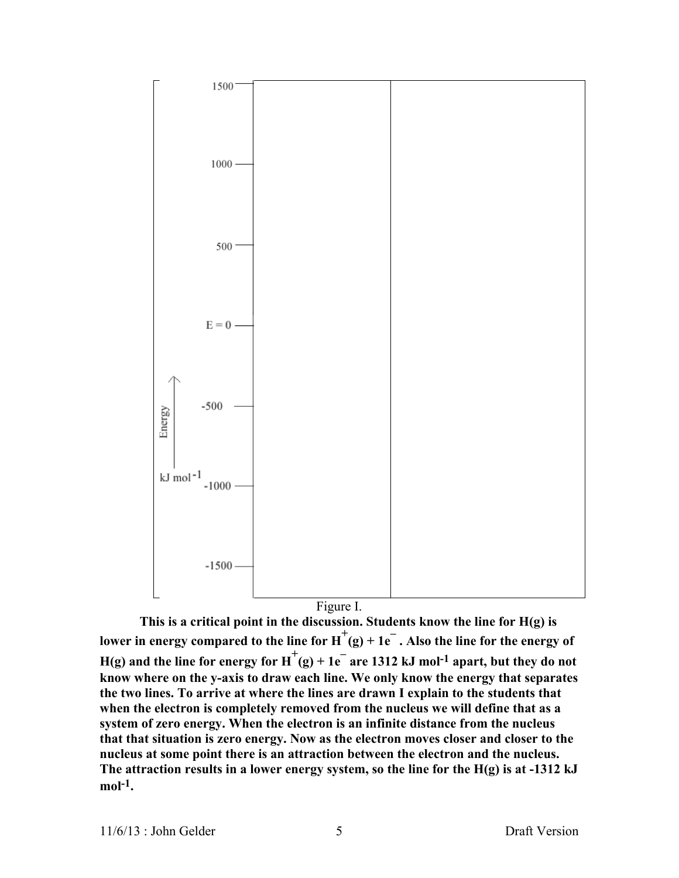Figure I.

**This is a critical point in the discussion. Students know the line for H(g) is lower in energy compared to the line for $H^+(g) + 1e^-$ . Also the line for the energy of H(g) and the line for energy for $H^+(g) + 1e^-$ are 1312 kJ $mol^{-1}$ apart, but they do not know where on the y-axis to draw each line. We only know the energy that separates the two lines. To arrive at where the lines are drawn I explain to the students that when the electron is completely removed from the nucleus we will define that as a system of zero energy. When the electron is an infinite distance from the nucleus that that situation is zero energy. Now as the electron moves closer and closer to the nucleus at some point there is an attraction between the electron and the nucleus. The attraction results in a lower energy system, so the line for the H(g) is at -1312 kJ $mol^{-1}$.**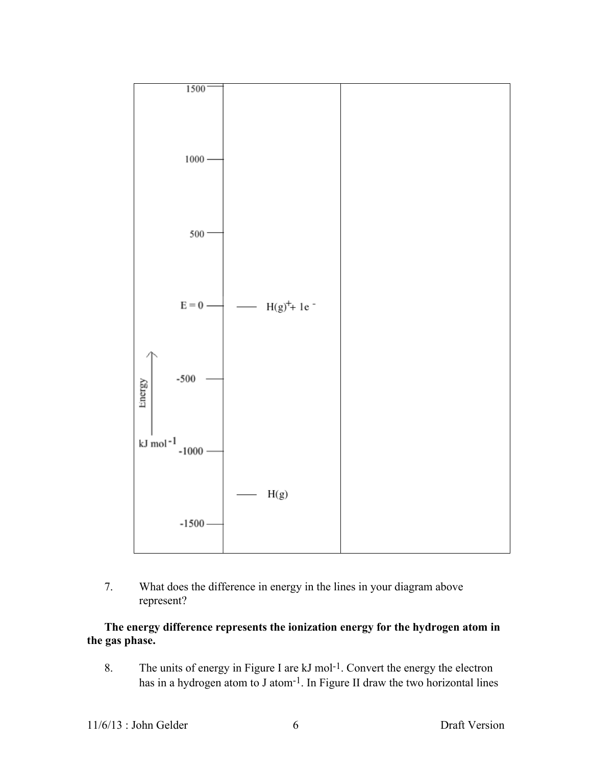| Energy ↑ kJ $mol^{-1}$ | | |
|---|---|---|
| 1500 | | |
| 1000 | | |
| 500 | | |
| E = 0 | — $H(g)^{+}$ + 1e $^{-}$ | |
| -500 | | |
| -1000 | | |
| | — H(g) | |
| -1500 | | |

7. What does the difference in energy in the lines in your diagram above represent?

**The energy difference represents the ionization energy for the hydrogen atom in the gas phase.**

8. The units of energy in Figure I are kJ $mol^{-1}$. Convert the energy the electron has in a hydrogen atom to J $atom^{-1}$. In Figure II draw the two horizontal lines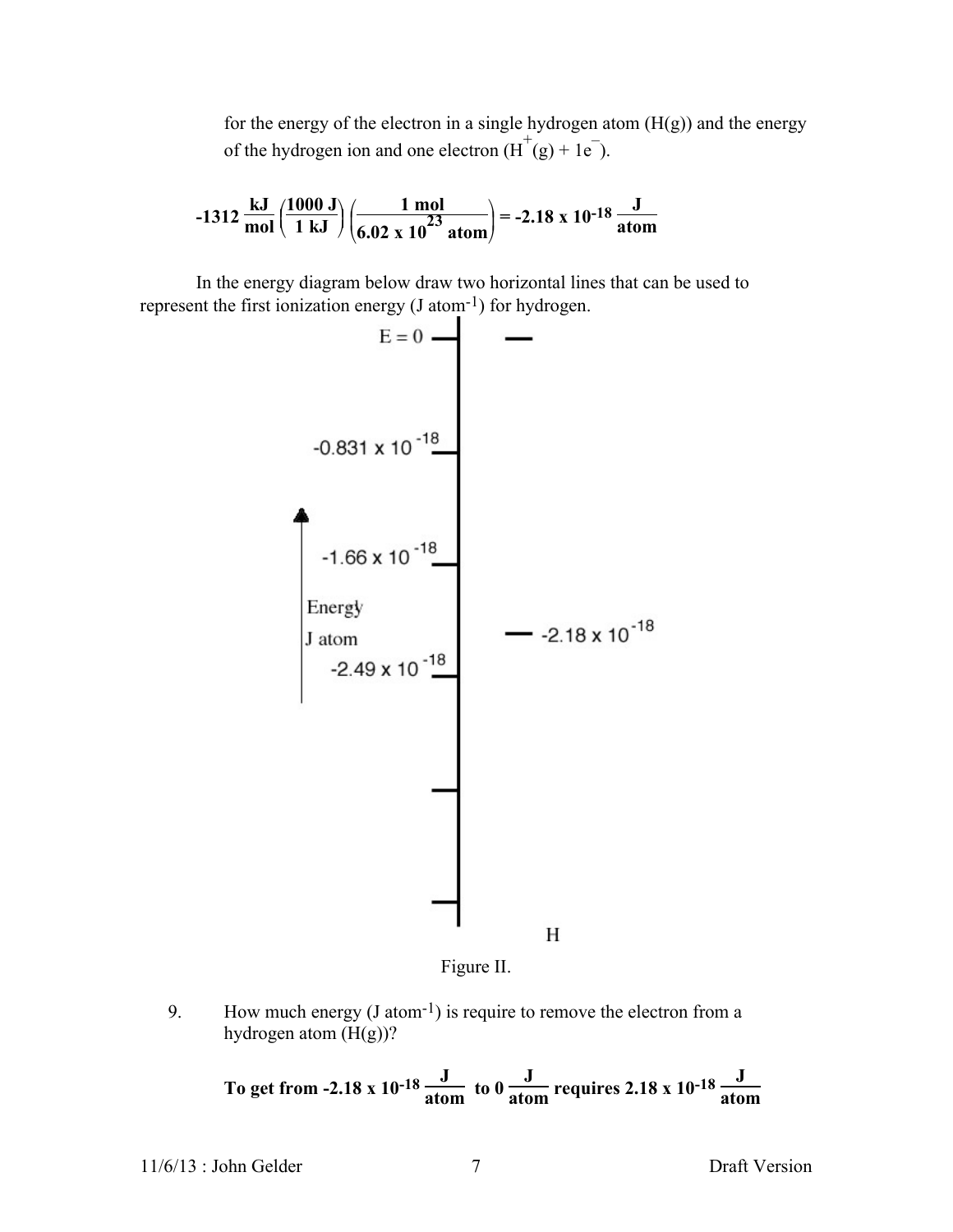for the energy of the electron in a single hydrogen atom ($H(g)$) and the energy of the hydrogen ion and one electron ($H^+(g) + 1e^-$).

$$\mathbf{-1312\ \frac{kJ}{mol}\left(\frac{1000\ J}{1\ kJ}\right)\left(\frac{1\ mol}{6.02 \times 10^{23}\ atom}\right) = -2.18 \times 10^{-18}\ \frac{J}{atom}}$$

In the energy diagram below draw two horizontal lines that can be used to represent the first ionization energy (J atom$^{-1}$) for hydrogen.

E = 0

$-0.831 \times 10^{-18}$

$-1.66 \times 10^{-18}$

Energy

J atom

$-2.49 \times 10^{-18}$

$-2.18 \times 10^{-18}$

H

Figure II.

9. How much energy (J atom$^{-1}$) is require to remove the electron from a hydrogen atom ($H(g)$)?

**To get from** $\mathbf{-2.18 \times 10^{-18}\ \frac{J}{atom}}$ **to** $\mathbf{0\ \frac{J}{atom}}$ **requires** $\mathbf{2.18 \times 10^{-18}\ \frac{J}{atom}}$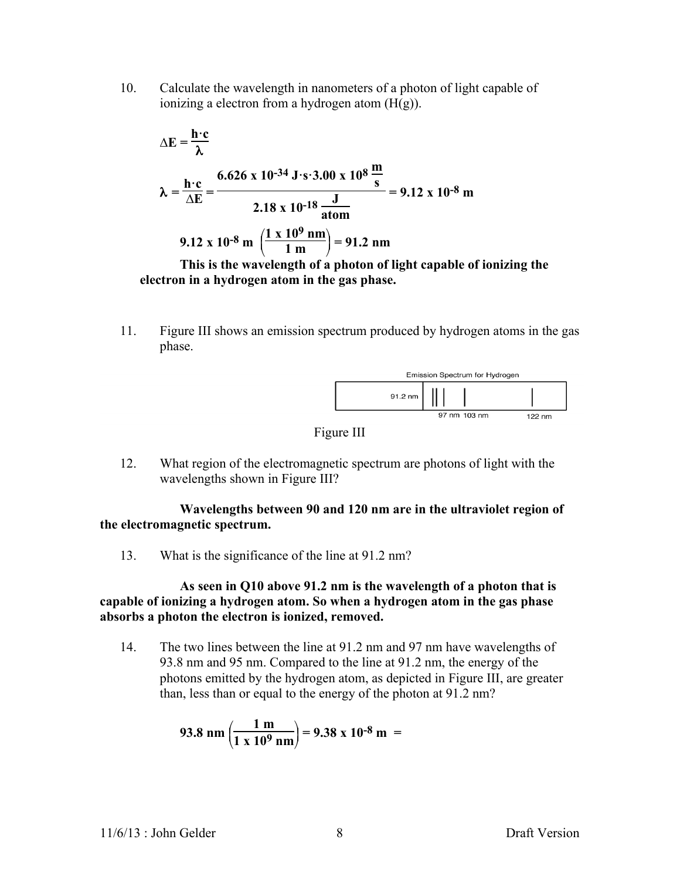10. Calculate the wavelength in nanometers of a photon of light capable of ionizing a electron from a hydrogen atom (H(g)).

$$\Delta \mathbf{E} = \frac{\mathbf{h \cdot c}}{\boldsymbol{\lambda}}$$

$$\boldsymbol{\lambda} = \frac{\mathbf{h \cdot c}}{\Delta \mathbf{E}} = \frac{6.626 \times 10^{-34}\ \mathrm{J \cdot s} \cdot 3.00 \times 10^{8}\ \frac{\mathrm{m}}{\mathrm{s}}}{2.18 \times 10^{-18}\ \frac{\mathrm{J}}{\mathrm{atom}}} = 9.12 \times 10^{-8}\ \mathrm{m}$$

$$9.12 \times 10^{-8}\ \mathrm{m}\ \left(\frac{1 \times 10^{9}\ \mathrm{nm}}{1\ \mathrm{m}}\right) = 91.2\ \mathrm{nm}$$

**This is the wavelength of a photon of light capable of ionizing the electron in a hydrogen atom in the gas phase.**

11. Figure III shows an emission spectrum produced by hydrogen atoms in the gas phase.

Emission Spectrum for Hydrogen

91.2 nm | 97 nm | 103 nm | 122 nm

Figure III

12. What region of the electromagnetic spectrum are photons of light with the wavelengths shown in Figure III?

**Wavelengths between 90 and 120 nm are in the ultraviolet region of the electromagnetic spectrum.**

13. What is the significance of the line at 91.2 nm?

**As seen in Q10 above 91.2 nm is the wavelength of a photon that is capable of ionizing a hydrogen atom. So when a hydrogen atom in the gas phase absorbs a photon the electron is ionized, removed.**

14. The two lines between the line at 91.2 nm and 97 nm have wavelengths of 93.8 nm and 95 nm. Compared to the line at 91.2 nm, the energy of the photons emitted by the hydrogen atom, as depicted in Figure III, are greater than, less than or equal to the energy of the photon at 91.2 nm?

$$93.8\ \mathrm{nm}\left(\frac{1\ \mathrm{m}}{1 \times 10^{9}\ \mathrm{nm}}\right) = 9.38 \times 10^{-8}\ \mathrm{m}\ =$$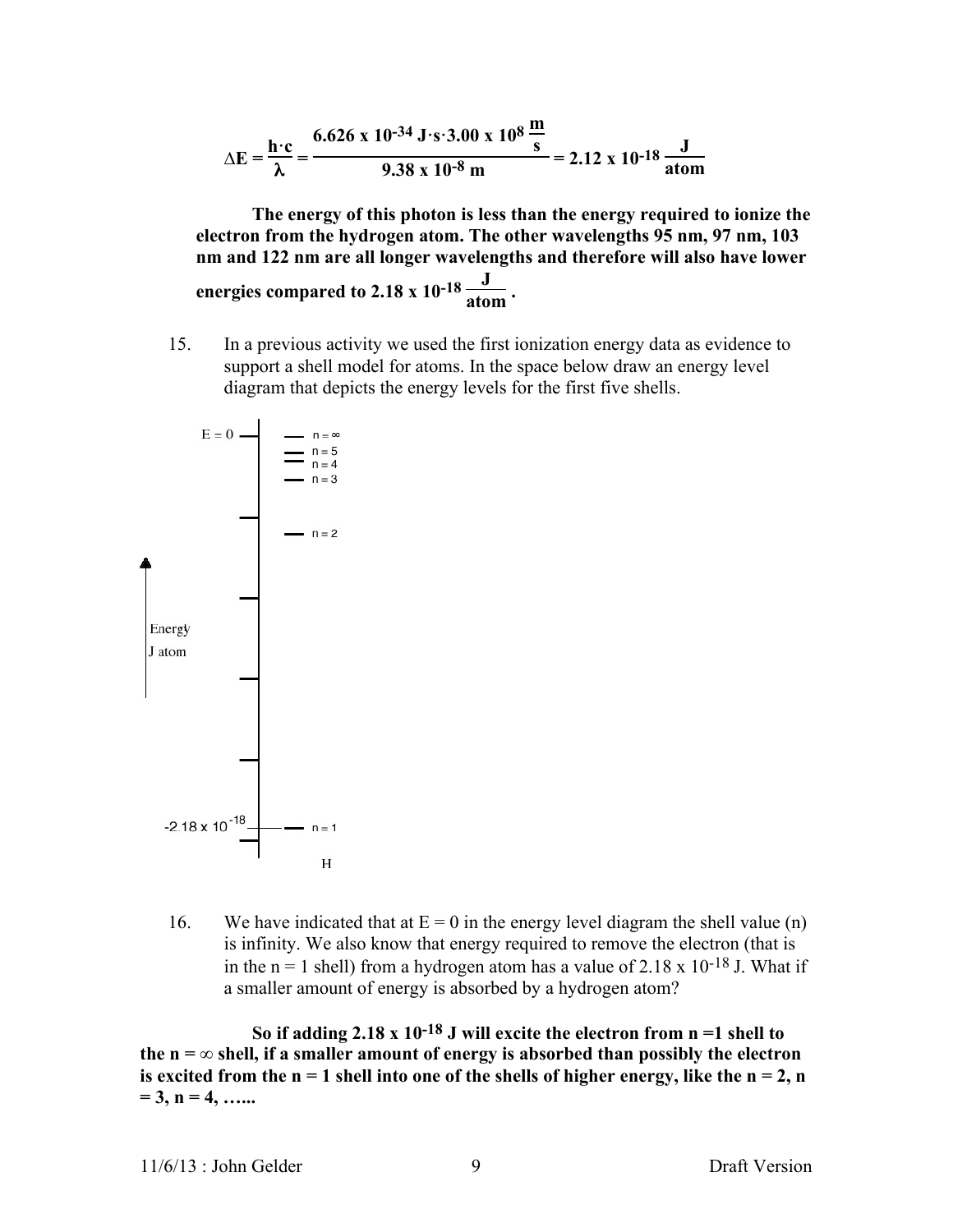$$\Delta E = \frac{h \cdot c}{\lambda} = \frac{6.626 \times 10^{-34}\ J \cdot s \cdot 3.00 \times 10^{8}\ \frac{m}{s}}{9.38 \times 10^{-8}\ m} = 2.12 \times 10^{-18}\ \frac{J}{atom}$$

**The energy of this photon is less than the energy required to ionize the electron from the hydrogen atom. The other wavelengths 95 nm, 97 nm, 103 nm and 122 nm are all longer wavelengths and therefore will also have lower energies compared to $2.18 \times 10^{-18}\ \frac{J}{atom}$.**

15. In a previous activity we used the first ionization energy data as evidence to support a shell model for atoms. In the space below draw an energy level diagram that depicts the energy levels for the first five shells.

E = 0 — n = ∞
n = 5
n = 4
n = 3
n = 2

Energy
J atom

$-2.18 \times 10^{-18}$ — n = 1

H

16. We have indicated that at E = 0 in the energy level diagram the shell value (n) is infinity. We also know that energy required to remove the electron (that is in the n = 1 shell) from a hydrogen atom has a value of $2.18 \times 10^{-18}$ J. What if a smaller amount of energy is absorbed by a hydrogen atom?

**So if adding $2.18 \times 10^{-18}$ J will excite the electron from n =1 shell to the n = ∞ shell, if a smaller amount of energy is absorbed than possibly the electron is excited from the n = 1 shell into one of the shells of higher energy, like the n = 2, n = 3, n = 4, …...**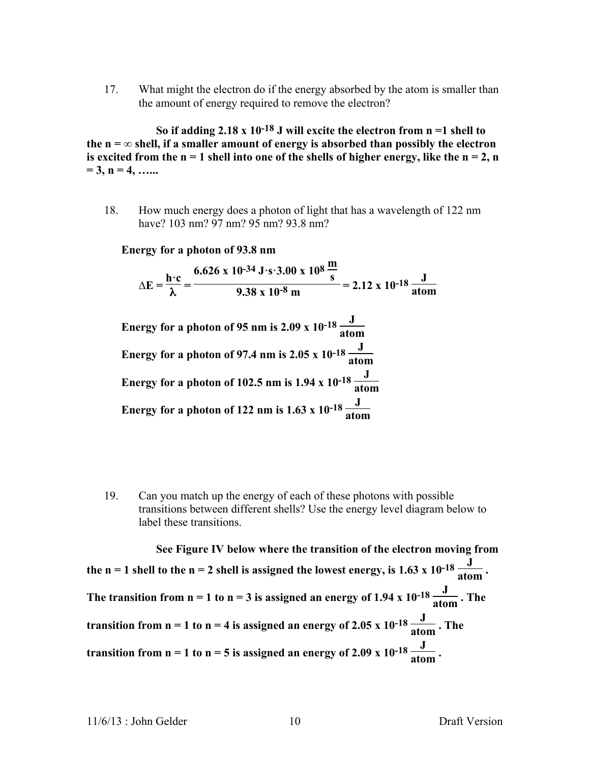17. What might the electron do if the energy absorbed by the atom is smaller than the amount of energy required to remove the electron?

**So if adding $2.18 \times 10^{-18}$ J will excite the electron from n =1 shell to the n = ∞ shell, if a smaller amount of energy is absorbed than possibly the electron is excited from the n = 1 shell into one of the shells of higher energy, like the n = 2, n = 3, n = 4, …...**

18. How much energy does a photon of light that has a wavelength of 122 nm have? 103 nm? 97 nm? 95 nm? 93.8 nm?

**Energy for a photon of 93.8 nm**

$$\Delta E = \frac{h \cdot c}{\lambda} = \frac{6.626 \times 10^{-34}\ \text{J} \cdot \text{s} \cdot 3.00 \times 10^{8}\ \frac{\text{m}}{\text{s}}}{9.38 \times 10^{-8}\ \text{m}} = 2.12 \times 10^{-18}\ \frac{\text{J}}{\text{atom}}$$

**Energy for a photon of 95 nm is $2.09 \times 10^{-18}\ \frac{\text{J}}{\text{atom}}$**

**Energy for a photon of 97.4 nm is $2.05 \times 10^{-18}\ \frac{\text{J}}{\text{atom}}$**

**Energy for a photon of 102.5 nm is $1.94 \times 10^{-18}\ \frac{\text{J}}{\text{atom}}$**

**Energy for a photon of 122 nm is $1.63 \times 10^{-18}\ \frac{\text{J}}{\text{atom}}$**

19. Can you match up the energy of each of these photons with possible transitions between different shells? Use the energy level diagram below to label these transitions.

**See Figure IV below where the transition of the electron moving from the n = 1 shell to the n = 2 shell is assigned the lowest energy, is $1.63 \times 10^{-18}\ \frac{\text{J}}{\text{atom}}$. The transition from n = 1 to n = 3 is assigned an energy of $1.94 \times 10^{-18}\ \frac{\text{J}}{\text{atom}}$. The transition from n = 1 to n = 4 is assigned an energy of $2.05 \times 10^{-18}\ \frac{\text{J}}{\text{atom}}$. The transition from n = 1 to n = 5 is assigned an energy of $2.09 \times 10^{-18}\ \frac{\text{J}}{\text{atom}}$.**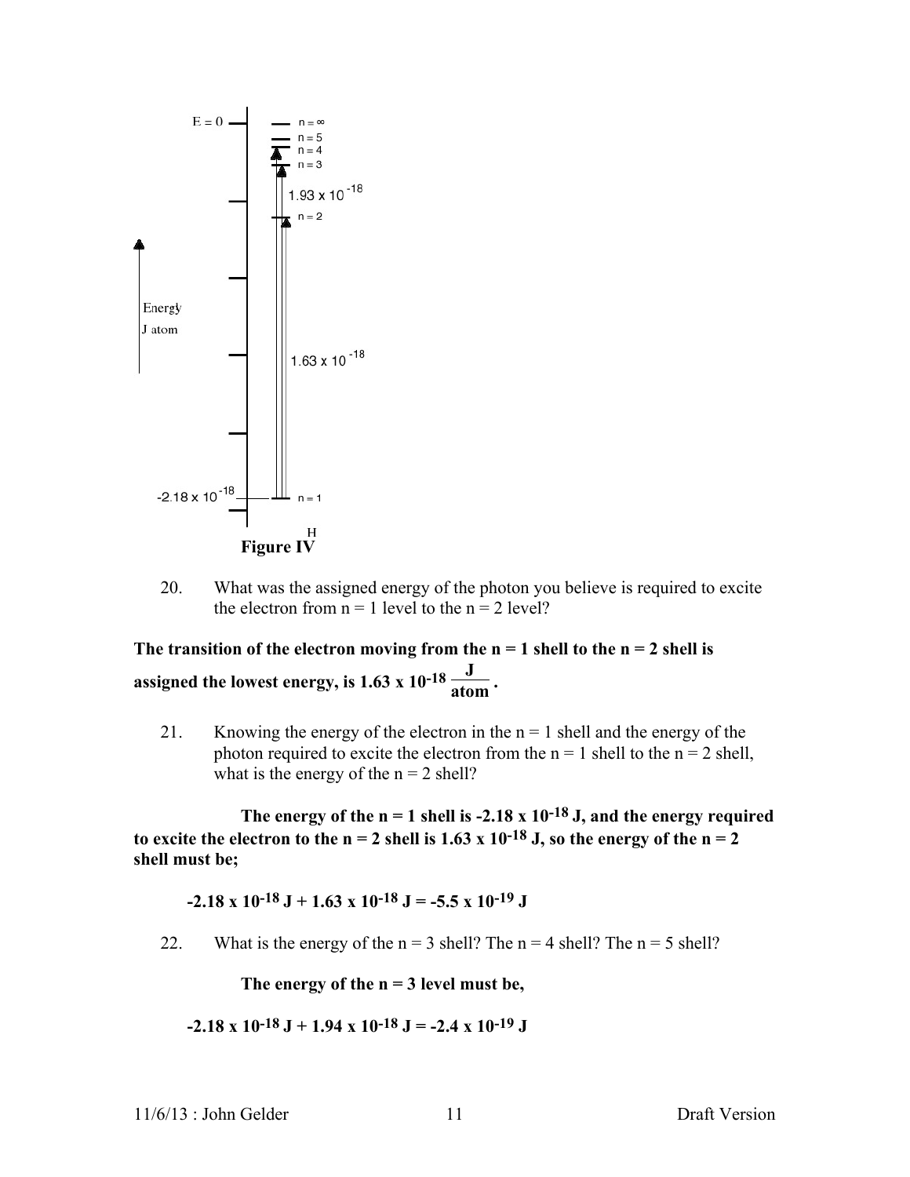E = 0

n = ∞
n = 5
n = 4
n = 3

$1.93 \times 10^{-18}$

n = 2

Energy
J atom

$1.63 \times 10^{-18}$

$-2.18 \times 10^{-18}$

n = 1

H

**Figure IV**

20. What was the assigned energy of the photon you believe is required to excite the electron from n = 1 level to the n = 2 level?

**The transition of the electron moving from the n = 1 shell to the n = 2 shell is assigned the lowest energy, is $1.63 \times 10^{-18} \frac{J}{atom}$.**

21. Knowing the energy of the electron in the n = 1 shell and the energy of the photon required to excite the electron from the n = 1 shell to the n = 2 shell, what is the energy of the n = 2 shell?

**The energy of the n = 1 shell is $-2.18 \times 10^{-18}$ J, and the energy required to excite the electron to the n = 2 shell is $1.63 \times 10^{-18}$ J, so the energy of the n = 2 shell must be;**

$$-2.18 \times 10^{-18} \text{ J} + 1.63 \times 10^{-18} \text{ J} = -5.5 \times 10^{-19} \text{ J}$$

22. What is the energy of the n = 3 shell? The n = 4 shell? The n = 5 shell?

**The energy of the n = 3 level must be,**

$$-2.18 \times 10^{-18} \text{ J} + 1.94 \times 10^{-18} \text{ J} = -2.4 \times 10^{-19} \text{ J}$$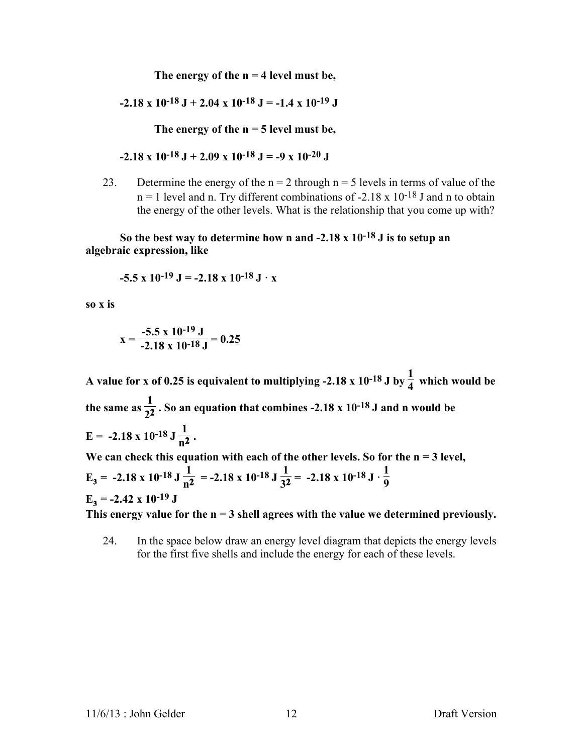**The energy of the n = 4 level must be,**

$$\mathbf{-2.18 \times 10^{-18}\ J + 2.04 \times 10^{-18}\ J = -1.4 \times 10^{-19}\ J}$$

**The energy of the n = 5 level must be,**

$$\mathbf{-2.18 \times 10^{-18}\ J + 2.09 \times 10^{-18}\ J = -9 \times 10^{-20}\ J}$$

23. Determine the energy of the n = 2 through n = 5 levels in terms of value of the n = 1 level and n. Try different combinations of $-2.18 \times 10^{-18}$ J and n to obtain the energy of the other levels. What is the relationship that you come up with?

**So the best way to determine how n and $-2.18 \times 10^{-18}$ J is to setup an algebraic expression, like**

$$\mathbf{-5.5 \times 10^{-19}\ J = -2.18 \times 10^{-18}\ J \cdot x}$$

**so x is**

$$\mathbf{x = \frac{-5.5 \times 10^{-19}\ J}{-2.18 \times 10^{-18}\ J} = 0.25}$$

**A value for x of 0.25 is equivalent to multiplying $-2.18 \times 10^{-18}$ J by $\frac{1}{4}$ which would be the same as $\frac{1}{2^2}$. So an equation that combines $-2.18 \times 10^{-18}$ J and n would be**

$$\mathbf{E = -2.18 \times 10^{-18}\ J\ \frac{1}{n^2}.}$$

**We can check this equation with each of the other levels. So for the n = 3 level,**

$$\mathbf{E_3 = -2.18 \times 10^{-18}\ J\ \frac{1}{n^2} = -2.18 \times 10^{-18}\ J\ \frac{1}{3^2} = -2.18 \times 10^{-18}\ J \cdot \frac{1}{9}}$$

$$\mathbf{E_3 = -2.42 \times 10^{-19}\ J}$$

**This energy value for the n = 3 shell agrees with the value we determined previously.**

24. In the space below draw an energy level diagram that depicts the energy levels for the first five shells and include the energy for each of these levels.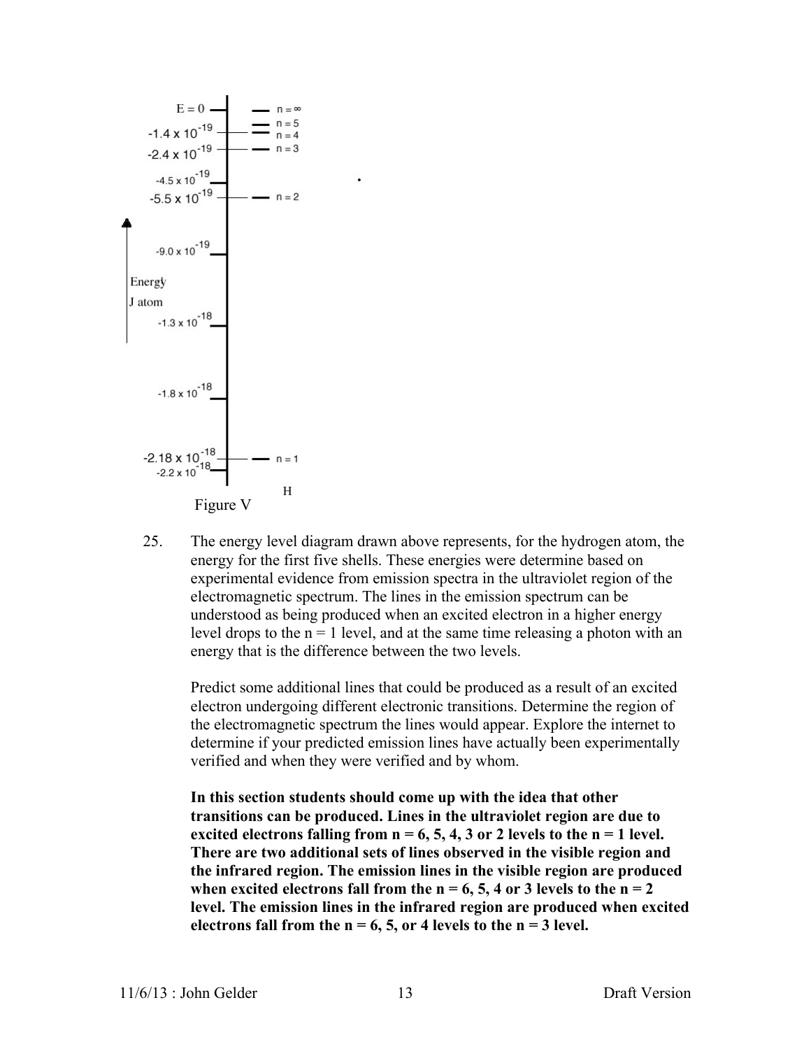E = 0 — n = ∞

$-1.4 \times 10^{-19}$ — n = 5, n = 4

$-2.4 \times 10^{-19}$ — n = 3

$-4.5 \times 10^{-19}$

$-5.5 \times 10^{-19}$ — n = 2

$-9.0 \times 10^{-19}$

Energy J atom

$-1.3 \times 10^{-18}$

$-1.8 \times 10^{-18}$

$-2.18 \times 10^{-18}$ — n = 1

$-2.2 \times 10^{-18}$

H

Figure V

25. The energy level diagram drawn above represents, for the hydrogen atom, the energy for the first five shells. These energies were determine based on experimental evidence from emission spectra in the ultraviolet region of the electromagnetic spectrum. The lines in the emission spectrum can be understood as being produced when an excited electron in a higher energy level drops to the n = 1 level, and at the same time releasing a photon with an energy that is the difference between the two levels.

    Predict some additional lines that could be produced as a result of an excited electron undergoing different electronic transitions. Determine the region of the electromagnetic spectrum the lines would appear. Explore the internet to determine if your predicted emission lines have actually been experimentally verified and when they were verified and by whom.

    **In this section students should come up with the idea that other transitions can be produced. Lines in the ultraviolet region are due to excited electrons falling from n = 6, 5, 4, 3 or 2 levels to the n = 1 level. There are two additional sets of lines observed in the visible region and the infrared region. The emission lines in the visible region are produced when excited electrons fall from the n = 6, 5, 4 or 3 levels to the n = 2 level. The emission lines in the infrared region are produced when excited electrons fall from the n = 6, 5, or 4 levels to the n = 3 level.**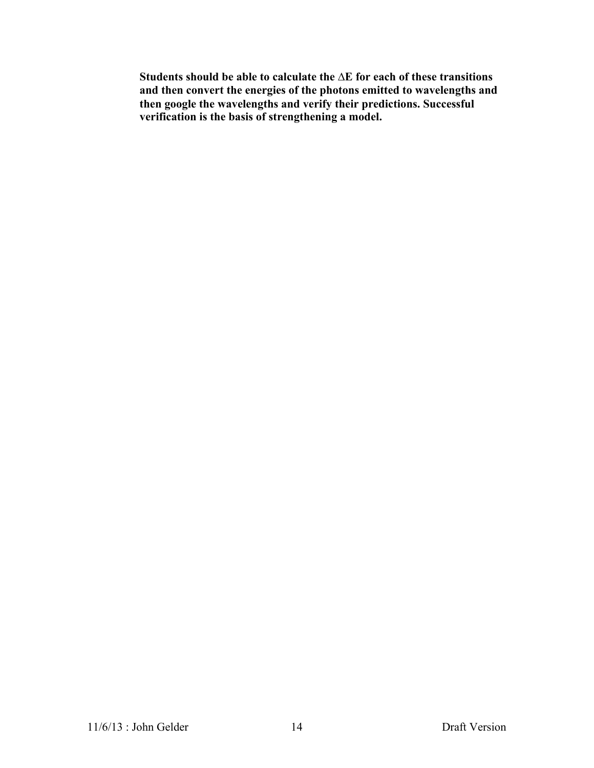**Students should be able to calculate the $\Delta E$ for each of these transitions and then convert the energies of the photons emitted to wavelengths and then google the wavelengths and verify their predictions. Successful verification is the basis of strengthening a model.**